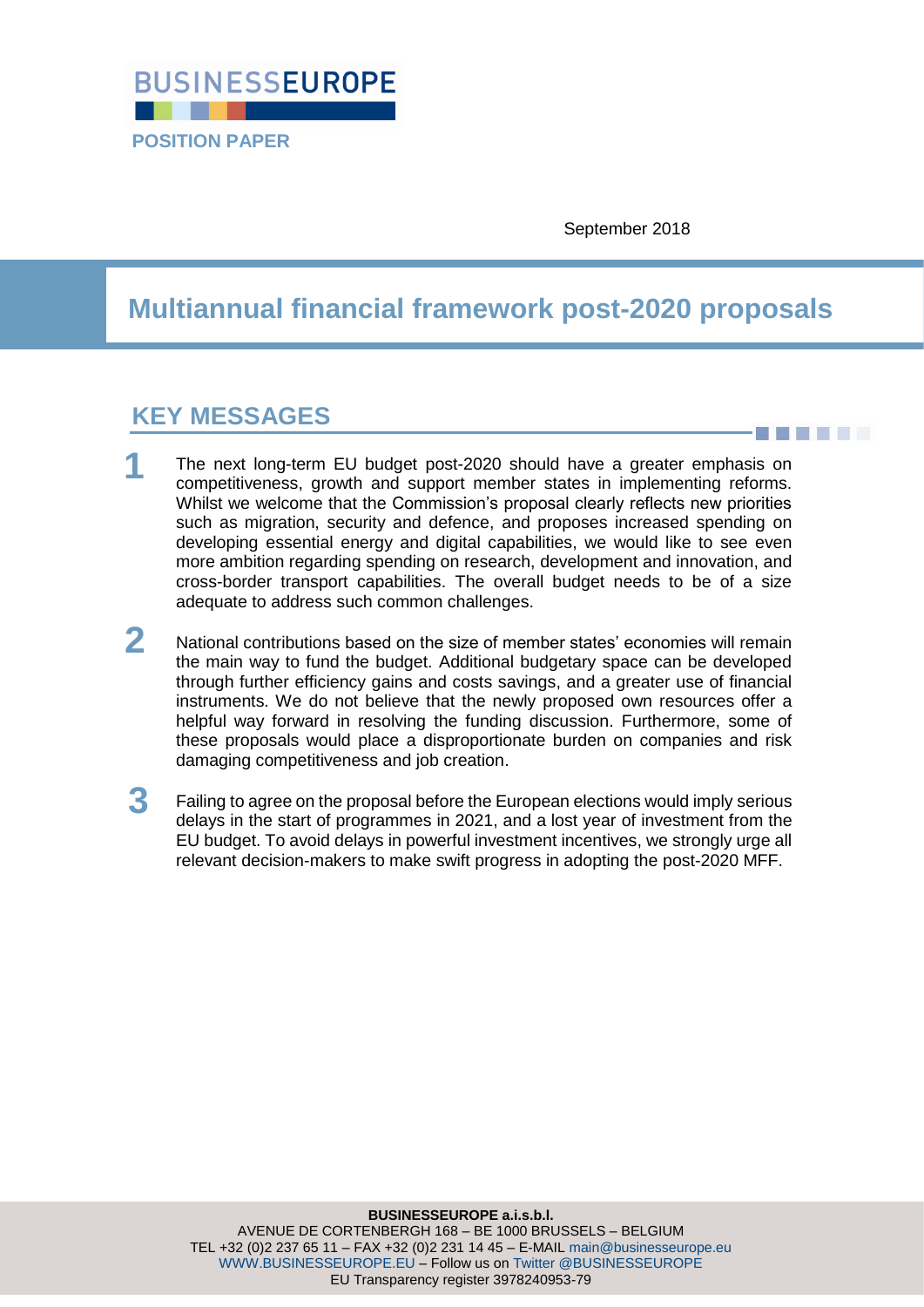**BUSINESSEUROPE**

**POSITION PAPER**

September 2018

# Multiannual financial framework post-2020 proposals

## KEY MESSAGES

1. The next long-term EU budget post-2020 should have a greater emphasis on competitiveness, growth and support member states in implementing reforms. Whilst we welcome that the Commission's proposal clearly reflects new priorities such as migration, security and defence, and proposes increased spending on developing essential energy and digital capabilities, we would like to see even more ambition regarding spending on research, development and innovation, and cross-border transport capabilities. The overall budget needs to be of a size adequate to address such common challenges.

2. National contributions based on the size of member states' economies will remain the main way to fund the budget. Additional budgetary space can be developed through further efficiency gains and costs savings, and a greater use of financial instruments. We do not believe that the newly proposed own resources offer a helpful way forward in resolving the funding discussion. Furthermore, some of these proposals would place a disproportionate burden on companies and risk damaging competitiveness and job creation.

3. Failing to agree on the proposal before the European elections would imply serious delays in the start of programmes in 2021, and a lost year of investment from the EU budget. To avoid delays in powerful investment incentives, we strongly urge all relevant decision-makers to make swift progress in adopting the post-2020 MFF.

**BUSINESSEUROPE a.i.s.b.l.**
AVENUE DE CORTENBERGH 168 – BE 1000 BRUSSELS – BELGIUM
TEL +32 (0)2 237 65 11 – FAX +32 (0)2 231 14 45 – E-MAIL main@businesseurope.eu
WWW.BUSINESSEUROPE.EU – Follow us on Twitter @BUSINESSEUROPE
EU Transparency register 3978240953-79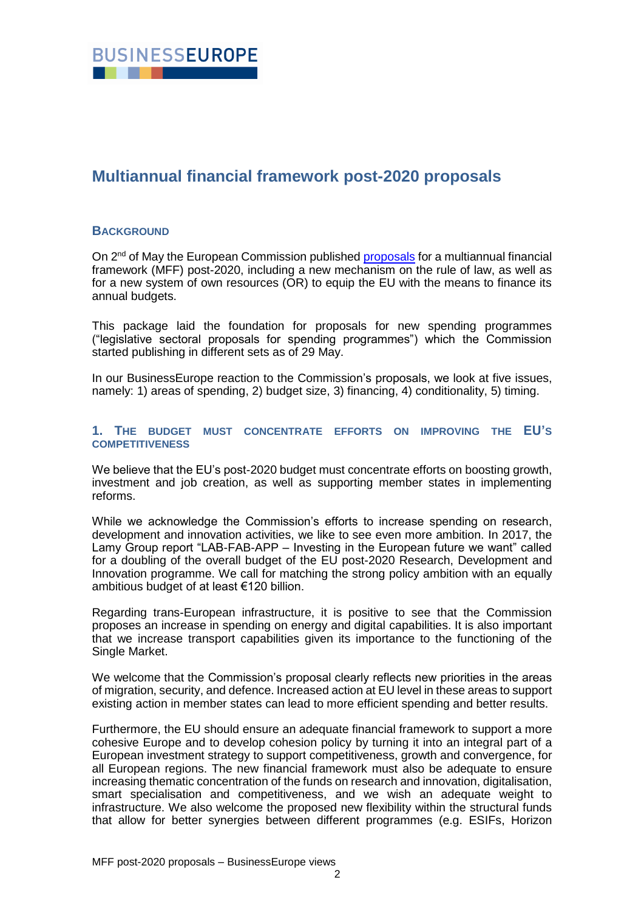# Multiannual financial framework post-2020 proposals

## BACKGROUND

On 2nd of May the European Commission published proposals for a multiannual financial framework (MFF) post-2020, including a new mechanism on the rule of law, as well as for a new system of own resources (OR) to equip the EU with the means to finance its annual budgets.

This package laid the foundation for proposals for new spending programmes ("legislative sectoral proposals for spending programmes") which the Commission started publishing in different sets as of 29 May.

In our BusinessEurope reaction to the Commission's proposals, we look at five issues, namely: 1) areas of spending, 2) budget size, 3) financing, 4) conditionality, 5) timing.

## 1. THE BUDGET MUST CONCENTRATE EFFORTS ON IMPROVING THE EU'S COMPETITIVENESS

We believe that the EU's post-2020 budget must concentrate efforts on boosting growth, investment and job creation, as well as supporting member states in implementing reforms.

While we acknowledge the Commission's efforts to increase spending on research, development and innovation activities, we like to see even more ambition. In 2017, the Lamy Group report "LAB-FAB-APP – Investing in the European future we want" called for a doubling of the overall budget of the EU post-2020 Research, Development and Innovation programme. We call for matching the strong policy ambition with an equally ambitious budget of at least €120 billion.

Regarding trans-European infrastructure, it is positive to see that the Commission proposes an increase in spending on energy and digital capabilities. It is also important that we increase transport capabilities given its importance to the functioning of the Single Market.

We welcome that the Commission's proposal clearly reflects new priorities in the areas of migration, security, and defence. Increased action at EU level in these areas to support existing action in member states can lead to more efficient spending and better results.

Furthermore, the EU should ensure an adequate financial framework to support a more cohesive Europe and to develop cohesion policy by turning it into an integral part of a European investment strategy to support competitiveness, growth and convergence, for all European regions. The new financial framework must also be adequate to ensure increasing thematic concentration of the funds on research and innovation, digitalisation, smart specialisation and competitiveness, and we wish an adequate weight to infrastructure. We also welcome the proposed new flexibility within the structural funds that allow for better synergies between different programmes (e.g. ESIFs, Horizon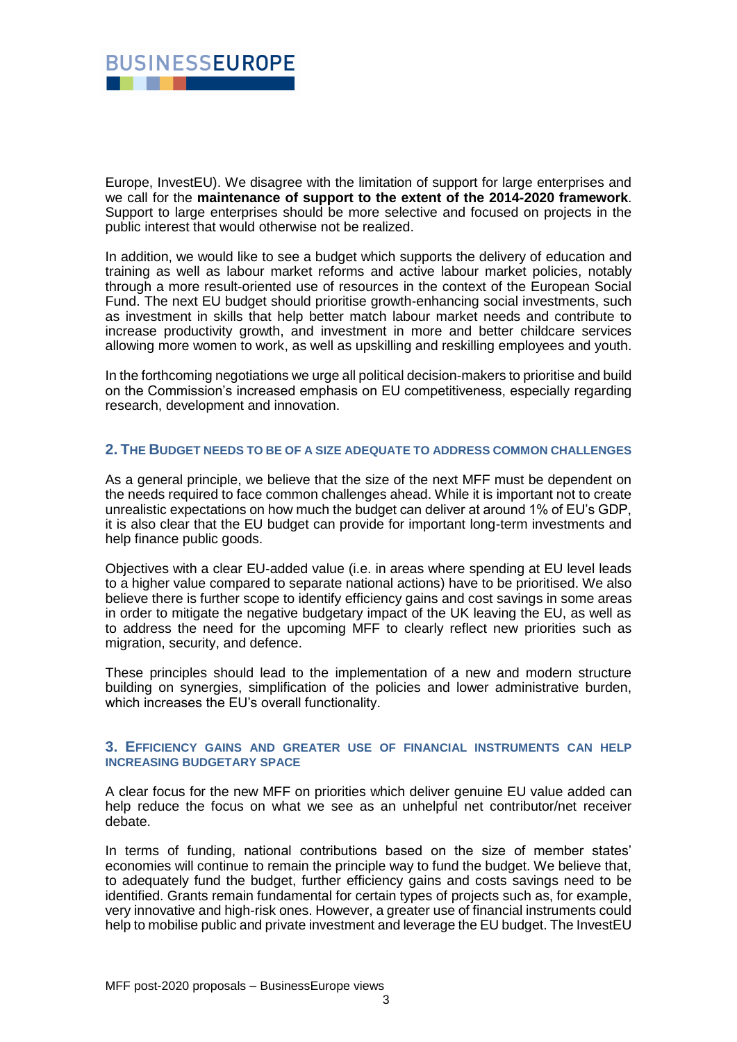Europe, InvestEU). We disagree with the limitation of support for large enterprises and we call for the **maintenance of support to the extent of the 2014-2020 framework**. Support to large enterprises should be more selective and focused on projects in the public interest that would otherwise not be realized.

In addition, we would like to see a budget which supports the delivery of education and training as well as labour market reforms and active labour market policies, notably through a more result-oriented use of resources in the context of the European Social Fund. The next EU budget should prioritise growth-enhancing social investments, such as investment in skills that help better match labour market needs and contribute to increase productivity growth, and investment in more and better childcare services allowing more women to work, as well as upskilling and reskilling employees and youth.

In the forthcoming negotiations we urge all political decision-makers to prioritise and build on the Commission's increased emphasis on EU competitiveness, especially regarding research, development and innovation.

## 2. The Budget needs to be of a size adequate to address common challenges

As a general principle, we believe that the size of the next MFF must be dependent on the needs required to face common challenges ahead. While it is important not to create unrealistic expectations on how much the budget can deliver at around 1% of EU's GDP, it is also clear that the EU budget can provide for important long-term investments and help finance public goods.

Objectives with a clear EU-added value (i.e. in areas where spending at EU level leads to a higher value compared to separate national actions) have to be prioritised. We also believe there is further scope to identify efficiency gains and cost savings in some areas in order to mitigate the negative budgetary impact of the UK leaving the EU, as well as to address the need for the upcoming MFF to clearly reflect new priorities such as migration, security, and defence.

These principles should lead to the implementation of a new and modern structure building on synergies, simplification of the policies and lower administrative burden, which increases the EU's overall functionality.

## 3. Efficiency gains and greater use of financial instruments can help increasing budgetary space

A clear focus for the new MFF on priorities which deliver genuine EU value added can help reduce the focus on what we see as an unhelpful net contributor/net receiver debate.

In terms of funding, national contributions based on the size of member states' economies will continue to remain the principle way to fund the budget. We believe that, to adequately fund the budget, further efficiency gains and costs savings need to be identified. Grants remain fundamental for certain types of projects such as, for example, very innovative and high-risk ones. However, a greater use of financial instruments could help to mobilise public and private investment and leverage the EU budget. The InvestEU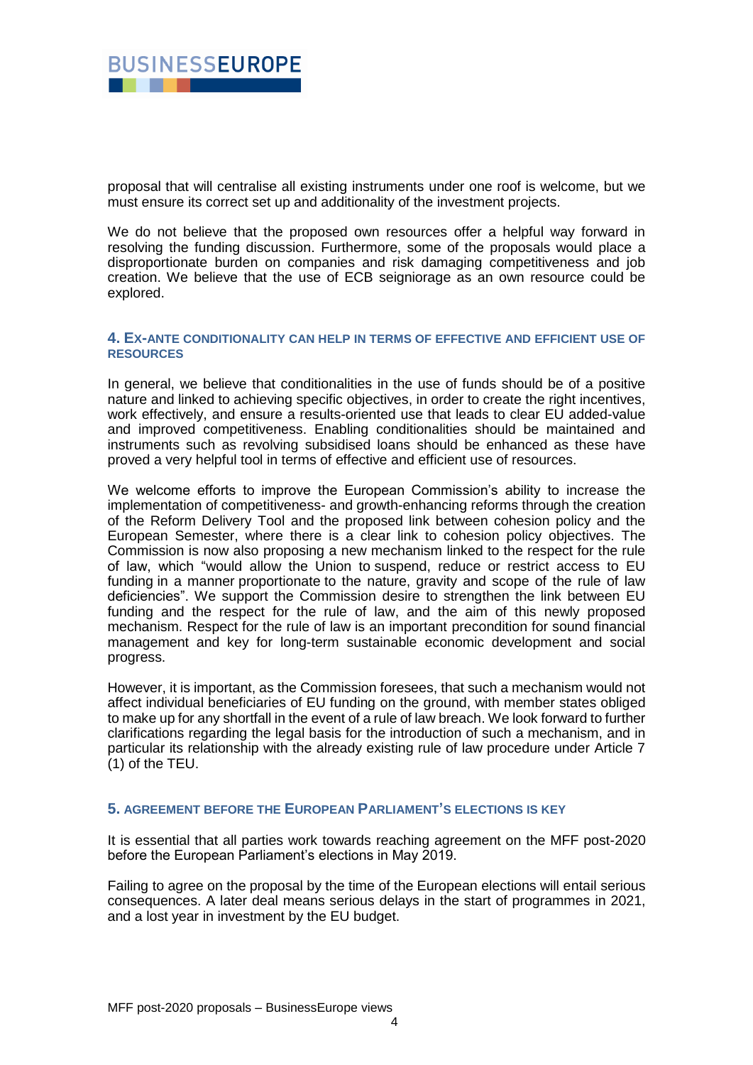proposal that will centralise all existing instruments under one roof is welcome, but we must ensure its correct set up and additionality of the investment projects.

We do not believe that the proposed own resources offer a helpful way forward in resolving the funding discussion. Furthermore, some of the proposals would place a disproportionate burden on companies and risk damaging competitiveness and job creation. We believe that the use of ECB seigniorage as an own resource could be explored.

### 4. EX-ANTE CONDITIONALITY CAN HELP IN TERMS OF EFFECTIVE AND EFFICIENT USE OF RESOURCES

In general, we believe that conditionalities in the use of funds should be of a positive nature and linked to achieving specific objectives, in order to create the right incentives, work effectively, and ensure a results-oriented use that leads to clear EU added-value and improved competitiveness. Enabling conditionalities should be maintained and instruments such as revolving subsidised loans should be enhanced as these have proved a very helpful tool in terms of effective and efficient use of resources.

We welcome efforts to improve the European Commission's ability to increase the implementation of competitiveness- and growth-enhancing reforms through the creation of the Reform Delivery Tool and the proposed link between cohesion policy and the European Semester, where there is a clear link to cohesion policy objectives. The Commission is now also proposing a new mechanism linked to the respect for the rule of law, which "would allow the Union to suspend, reduce or restrict access to EU funding in a manner proportionate to the nature, gravity and scope of the rule of law deficiencies". We support the Commission desire to strengthen the link between EU funding and the respect for the rule of law, and the aim of this newly proposed mechanism. Respect for the rule of law is an important precondition for sound financial management and key for long-term sustainable economic development and social progress.

However, it is important, as the Commission foresees, that such a mechanism would not affect individual beneficiaries of EU funding on the ground, with member states obliged to make up for any shortfall in the event of a rule of law breach. We look forward to further clarifications regarding the legal basis for the introduction of such a mechanism, and in particular its relationship with the already existing rule of law procedure under Article 7 (1) of the TEU.

### 5. AGREEMENT BEFORE THE EUROPEAN PARLIAMENT'S ELECTIONS IS KEY

It is essential that all parties work towards reaching agreement on the MFF post-2020 before the European Parliament's elections in May 2019.

Failing to agree on the proposal by the time of the European elections will entail serious consequences. A later deal means serious delays in the start of programmes in 2021, and a lost year in investment by the EU budget.